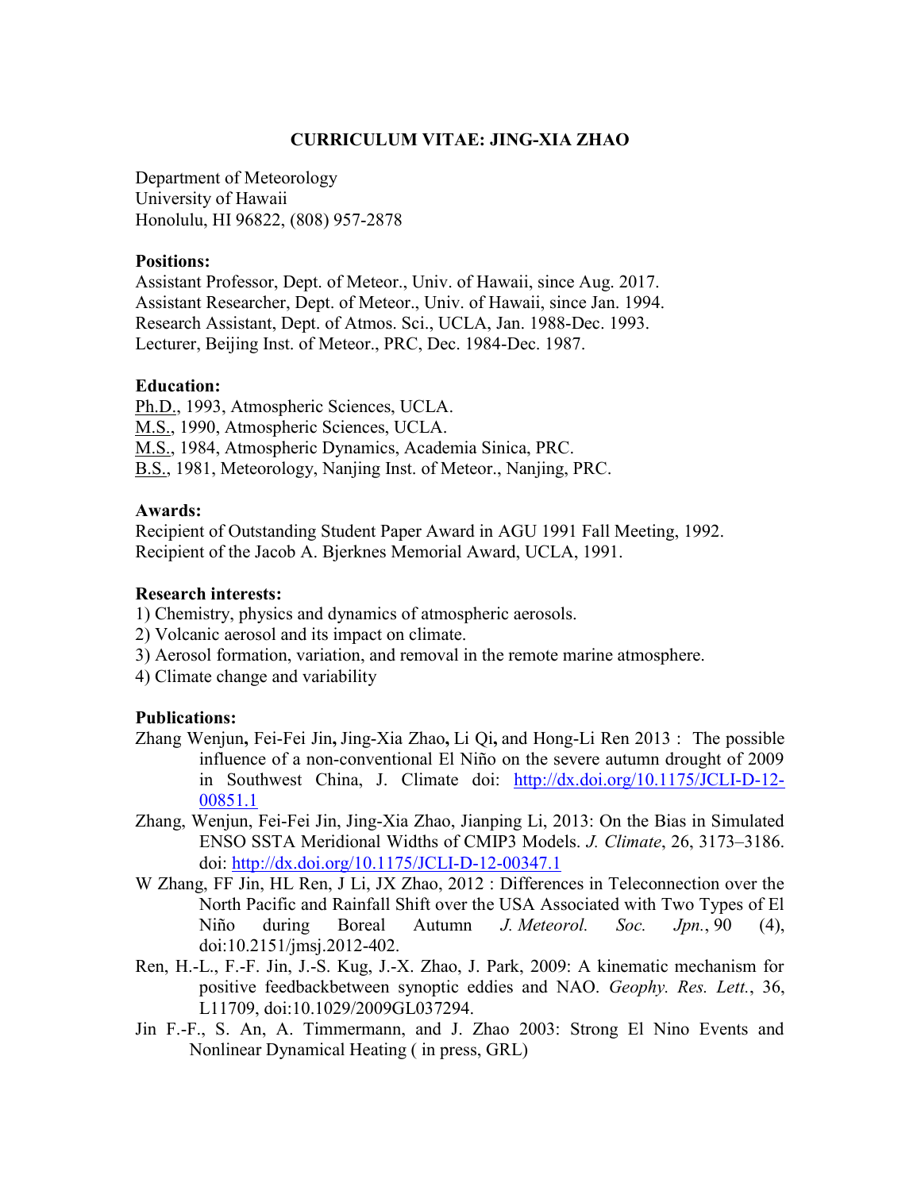# CURRICULUM VITAE: JING-XIA ZHAO

Department of Meteorology
University of Hawaii
Honolulu, HI 96822, (808) 957-2878

**Positions:**

Assistant Professor, Dept. of Meteor., Univ. of Hawaii, since Aug. 2017.
Assistant Researcher, Dept. of Meteor., Univ. of Hawaii, since Jan. 1994.
Research Assistant, Dept. of Atmos. Sci., UCLA, Jan. 1988-Dec. 1993.
Lecturer, Beijing Inst. of Meteor., PRC, Dec. 1984-Dec. 1987.

**Education:**

Ph.D., 1993, Atmospheric Sciences, UCLA.
M.S., 1990, Atmospheric Sciences, UCLA.
M.S., 1984, Atmospheric Dynamics, Academia Sinica, PRC.
B.S., 1981, Meteorology, Nanjing Inst. of Meteor., Nanjing, PRC.

**Awards:**

Recipient of Outstanding Student Paper Award in AGU 1991 Fall Meeting, 1992.
Recipient of the Jacob A. Bjerknes Memorial Award, UCLA, 1991.

**Research interests:**

1) Chemistry, physics and dynamics of atmospheric aerosols.
2) Volcanic aerosol and its impact on climate.
3) Aerosol formation, variation, and removal in the remote marine atmosphere.
4) Climate change and variability

**Publications:**

Zhang Wenjun**,** Fei-Fei Jin**,** Jing-Xia Zhao**,** Li Qi**,** and Hong-Li Ren 2013 : The possible influence of a non-conventional El Niño on the severe autumn drought of 2009 in Southwest China, J. Climate doi: http://dx.doi.org/10.1175/JCLI-D-12-00851.1

Zhang, Wenjun, Fei-Fei Jin, Jing-Xia Zhao, Jianping Li, 2013: On the Bias in Simulated ENSO SSTA Meridional Widths of CMIP3 Models. *J. Climate*, 26, 3173–3186. doi: http://dx.doi.org/10.1175/JCLI-D-12-00347.1

W Zhang, FF Jin, HL Ren, J Li, JX Zhao, 2012 : Differences in Teleconnection over the North Pacific and Rainfall Shift over the USA Associated with Two Types of El Niño during Boreal Autumn *J. Meteorol. Soc. Jpn.*, 90 (4), doi:10.2151/jmsj.2012-402.

Ren, H.-L., F.-F. Jin, J.-S. Kug, J.-X. Zhao, J. Park, 2009: A kinematic mechanism for positive feedbackbetween synoptic eddies and NAO. *Geophy. Res. Lett.*, 36, L11709, doi:10.1029/2009GL037294.

Jin F.-F., S. An, A. Timmermann, and J. Zhao 2003: Strong El Nino Events and Nonlinear Dynamical Heating ( in press, GRL)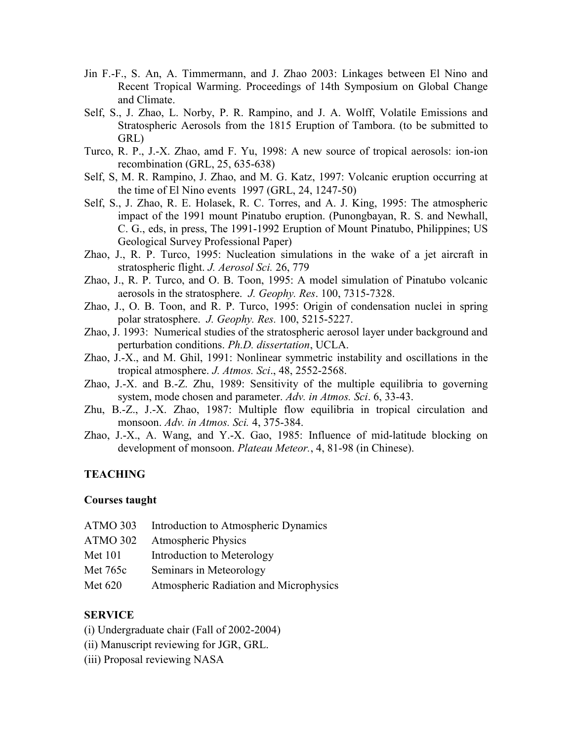Jin F.-F., S. An, A. Timmermann, and J. Zhao 2003: Linkages between El Nino and Recent Tropical Warming. Proceedings of 14th Symposium on Global Change and Climate.

Self, S., J. Zhao, L. Norby, P. R. Rampino, and J. A. Wolff, Volatile Emissions and Stratospheric Aerosols from the 1815 Eruption of Tambora. (to be submitted to GRL)

Turco, R. P., J.-X. Zhao, amd F. Yu, 1998: A new source of tropical aerosols: ion-ion recombination (GRL, 25, 635-638)

Self, S, M. R. Rampino, J. Zhao, and M. G. Katz, 1997: Volcanic eruption occurring at the time of El Nino events 1997 (GRL, 24, 1247-50)

Self, S., J. Zhao, R. E. Holasek, R. C. Torres, and A. J. King, 1995: The atmospheric impact of the 1991 mount Pinatubo eruption. (Punongbayan, R. S. and Newhall, C. G., eds, in press, The 1991-1992 Eruption of Mount Pinatubo, Philippines; US Geological Survey Professional Paper)

Zhao, J., R. P. Turco, 1995: Nucleation simulations in the wake of a jet aircraft in stratospheric flight. *J. Aerosol Sci.* 26, 779

Zhao, J., R. P. Turco, and O. B. Toon, 1995: A model simulation of Pinatubo volcanic aerosols in the stratosphere. *J. Geophy. Res*. 100, 7315-7328.

Zhao, J., O. B. Toon, and R. P. Turco, 1995: Origin of condensation nuclei in spring polar stratosphere. *J. Geophy. Res.* 100, 5215-5227.

Zhao, J. 1993: Numerical studies of the stratospheric aerosol layer under background and perturbation conditions. *Ph.D. dissertation*, UCLA.

Zhao, J.-X., and M. Ghil, 1991: Nonlinear symmetric instability and oscillations in the tropical atmosphere. *J. Atmos. Sci*., 48, 2552-2568.

Zhao, J.-X. and B.-Z. Zhu, 1989: Sensitivity of the multiple equilibria to governing system, mode chosen and parameter. *Adv. in Atmos. Sci*. 6, 33-43.

Zhu, B.-Z., J.-X. Zhao, 1987: Multiple flow equilibria in tropical circulation and monsoon. *Adv. in Atmos. Sci.* 4, 375-384.

Zhao, J.-X., A. Wang, and Y.-X. Gao, 1985: Influence of mid-latitude blocking on development of monsoon. *Plateau Meteor.*, 4, 81-98 (in Chinese).

## TEACHING

### Courses taught

| | |
|---|---|
| ATMO 303 | Introduction to Atmospheric Dynamics |
| ATMO 302 | Atmospheric Physics |
| Met 101 | Introduction to Meterology |
| Met 765c | Seminars in Meteorology |
| Met 620 | Atmospheric Radiation and Microphysics |

## SERVICE

(i) Undergraduate chair (Fall of 2002-2004)

(ii) Manuscript reviewing for JGR, GRL.

(iii) Proposal reviewing NASA